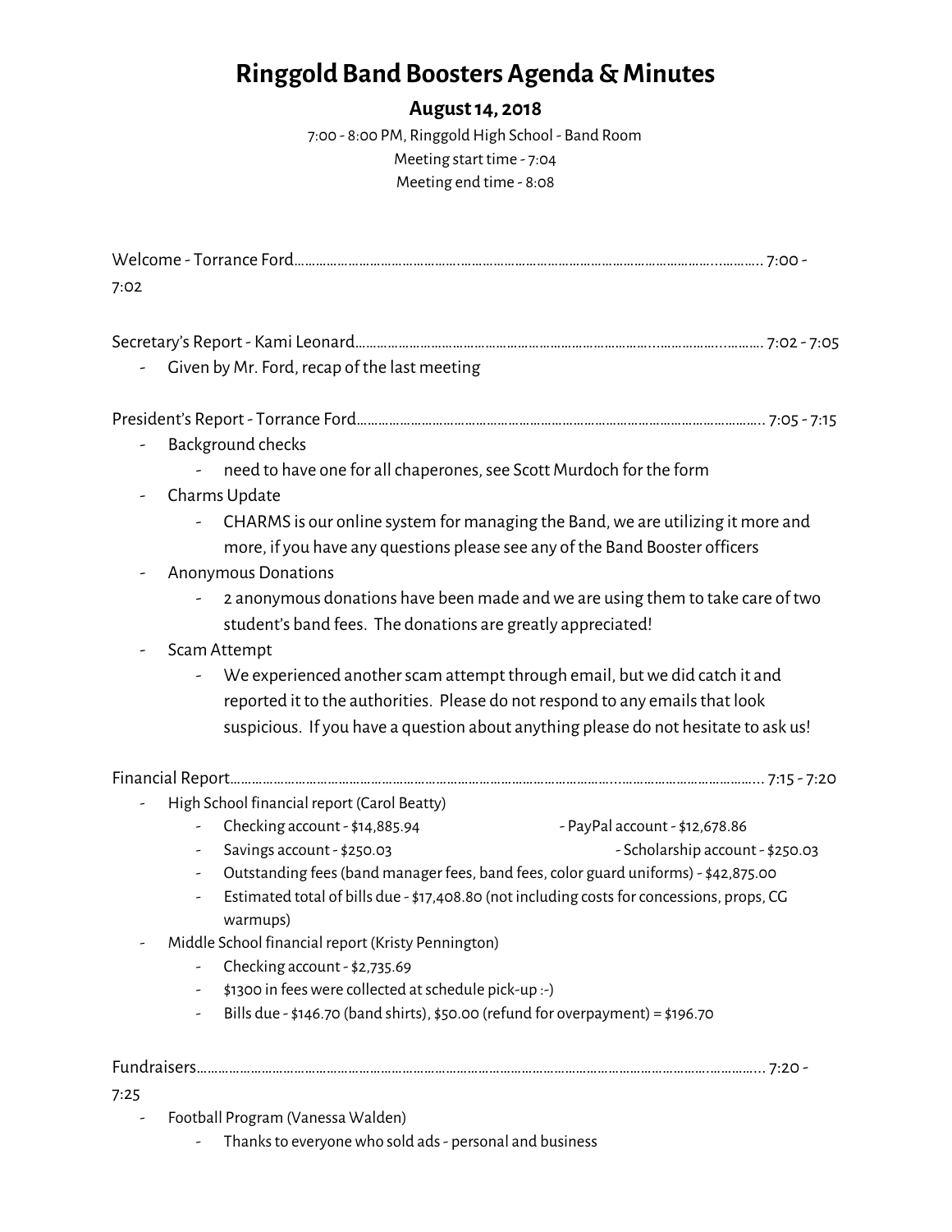# Ringgold Band Boosters Agenda & Minutes

## August 14, 2018

7:00 - 8:00 PM, Ringgold High School - Band Room
Meeting start time - 7:04
Meeting end time - 8:08

Welcome - Torrance Ford………………………………………………………………………………………………………… 7:00 - 7:02

Secretary's Report - Kami Leonard……………………………………………………………………………………… 7:02 - 7:05

- Given by Mr. Ford, recap of the last meeting

President's Report - Torrance Ford……………………………………………………………………………………… 7:05 - 7:15

- Background checks
  - need to have one for all chaperones, see Scott Murdoch for the form
- Charms Update
  - CHARMS is our online system for managing the Band, we are utilizing it more and more, if you have any questions please see any of the Band Booster officers
- Anonymous Donations
  - 2 anonymous donations have been made and we are using them to take care of two student's band fees. The donations are greatly appreciated!
- Scam Attempt
  - We experienced another scam attempt through email, but we did catch it and reported it to the authorities. Please do not respond to any emails that look suspicious. If you have a question about anything please do not hesitate to ask us!

Financial Report……………………………………………………………………………………………………………… 7:15 - 7:20

- High School financial report (Carol Beatty)
  - Checking account - $14,885.94
  - PayPal account - $12,678.86
  - Savings account - $250.03
  - Scholarship account - $250.03
  - Outstanding fees (band manager fees, band fees, color guard uniforms) - $42,875.00
  - Estimated total of bills due - $17,408.80 (not including costs for concessions, props, CG warmups)
- Middle School financial report (Kristy Pennington)
  - Checking account - $2,735.69
  - $1300 in fees were collected at schedule pick-up :-)
  - Bills due - $146.70 (band shirts), $50.00 (refund for overpayment) = $196.70

Fundraisers………………………………………………………………………………………………………………………… 7:20 - 7:25

- Football Program (Vanessa Walden)
  - Thanks to everyone who sold ads - personal and business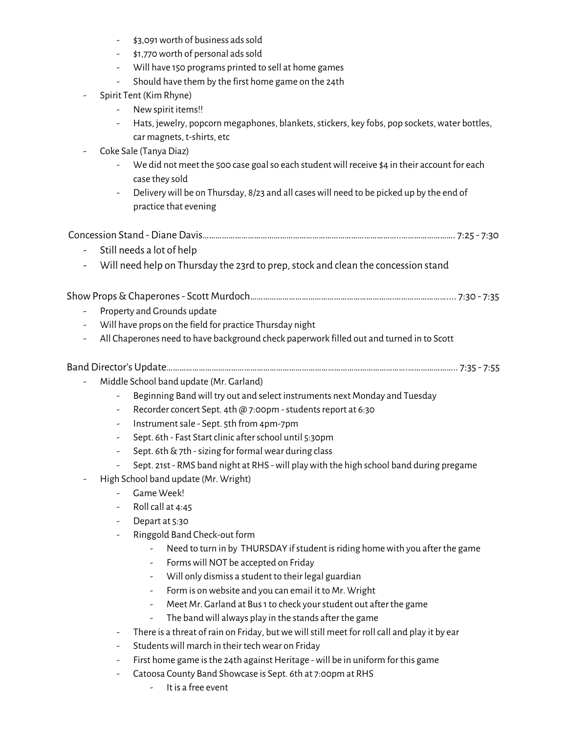- $3,091 worth of business ads sold
    - $1,770 worth of personal ads sold
    - Will have 150 programs printed to sell at home games
    - Should have them by the first home game on the 24th
- Spirit Tent (Kim Rhyne)
    - New spirit items!!
    - Hats, jewelry, popcorn megaphones, blankets, stickers, key fobs, pop sockets, water bottles, car magnets, t-shirts, etc
- Coke Sale (Tanya Diaz)
    - We did not meet the 500 case goal so each student will receive $4 in their account for each case they sold
    - Delivery will be on Thursday, 8/23 and all cases will need to be picked up by the end of practice that evening

Concession Stand - Diane Davis……………………………………………………………………………..…………………… 7:25 - 7:30

- Still needs a lot of help
- Will need help on Thursday the 23rd to prep, stock and clean the concession stand

Show Props & Chaperones - Scott Murdoch…………………………………………………………….…………………….... 7:30 - 7:35

- Property and Grounds update
- Will have props on the field for practice Thursday night
- All Chaperones need to have background check paperwork filled out and turned in to Scott

Band Director's Update……………………………………………………………………………………………….………………….. 7:35 - 7:55

- Middle School band update (Mr. Garland)
    - Beginning Band will try out and select instruments next Monday and Tuesday
    - Recorder concert Sept. 4th @ 7:00pm - students report at 6:30
    - Instrument sale - Sept. 5th from 4pm-7pm
    - Sept. 6th - Fast Start clinic after school until 5:30pm
    - Sept. 6th & 7th - sizing for formal wear during class
    - Sept. 21st - RMS band night at RHS - will play with the high school band during pregame
- High School band update (Mr. Wright)
    - Game Week!
    - Roll call at 4:45
    - Depart at 5:30
    - Ringgold Band Check-out form
        - Need to turn in by THURSDAY if student is riding home with you after the game
        - Forms will NOT be accepted on Friday
        - Will only dismiss a student to their legal guardian
        - Form is on website and you can email it to Mr. Wright
        - Meet Mr. Garland at Bus 1 to check your student out after the game
        - The band will always play in the stands after the game
    - There is a threat of rain on Friday, but we will still meet for roll call and play it by ear
    - Students will march in their tech wear on Friday
    - First home game is the 24th against Heritage - will be in uniform for this game
    - Catoosa County Band Showcase is Sept. 6th at 7:00pm at RHS
        - It is a free event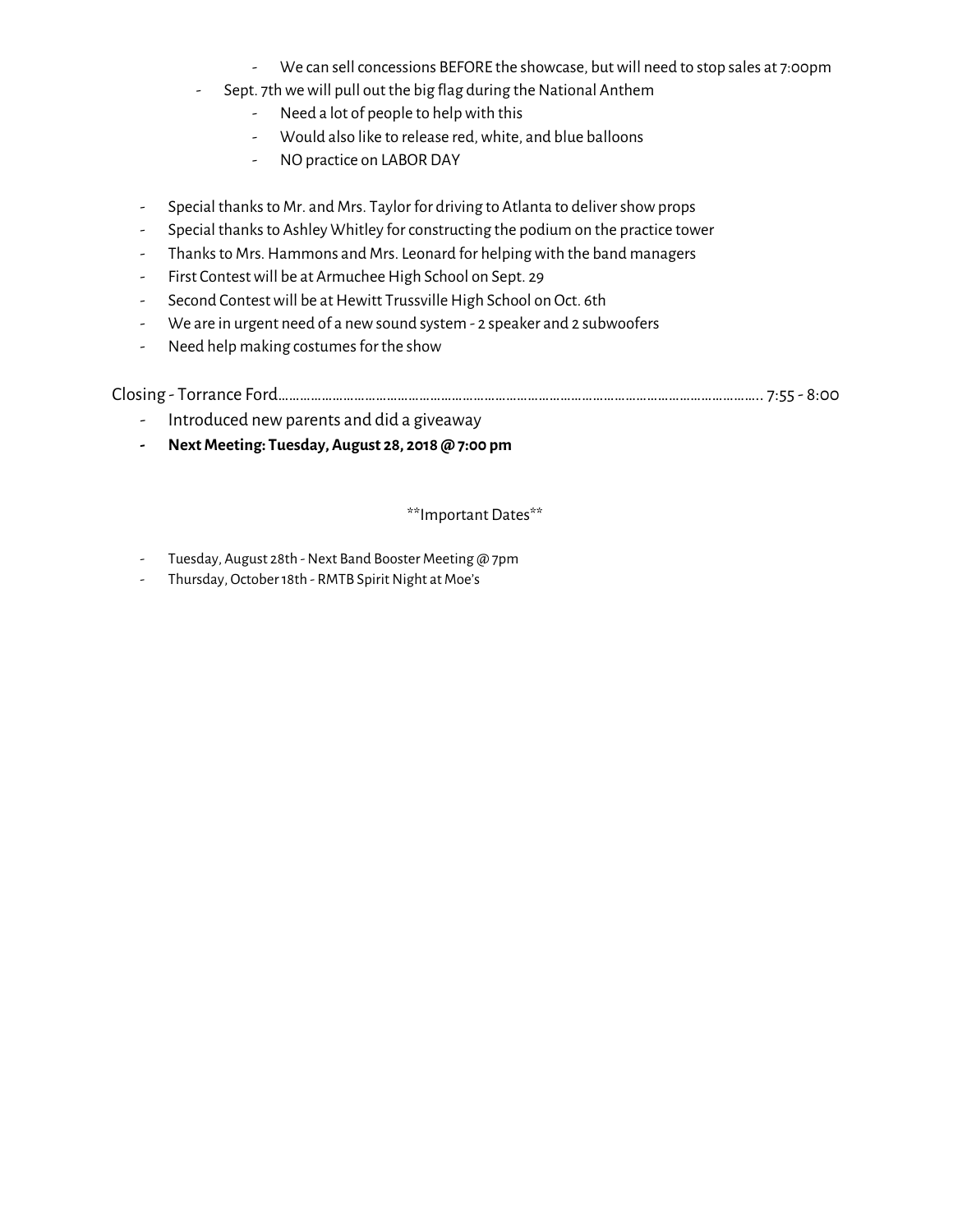- We can sell concessions BEFORE the showcase, but will need to stop sales at 7:00pm
  - Sept. 7th we will pull out the big flag during the National Anthem
    - Need a lot of people to help with this
    - Would also like to release red, white, and blue balloons
    - NO practice on LABOR DAY

- Special thanks to Mr. and Mrs. Taylor for driving to Atlanta to deliver show props
- Special thanks to Ashley Whitley for constructing the podium on the practice tower
- Thanks to Mrs. Hammons and Mrs. Leonard for helping with the band managers
- First Contest will be at Armuchee High School on Sept. 29
- Second Contest will be at Hewitt Trussville High School on Oct. 6th
- We are in urgent need of a new sound system - 2 speaker and 2 subwoofers
- Need help making costumes for the show

Closing - Torrance Ford………………………………………………………………………………………………………….. 7:55 - 8:00

- Introduced new parents and did a giveaway
- **Next Meeting: Tuesday, August 28, 2018 @ 7:00 pm**

**Important Dates**

- Tuesday, August 28th - Next Band Booster Meeting @ 7pm
- Thursday, October 18th - RMTB Spirit Night at Moe's